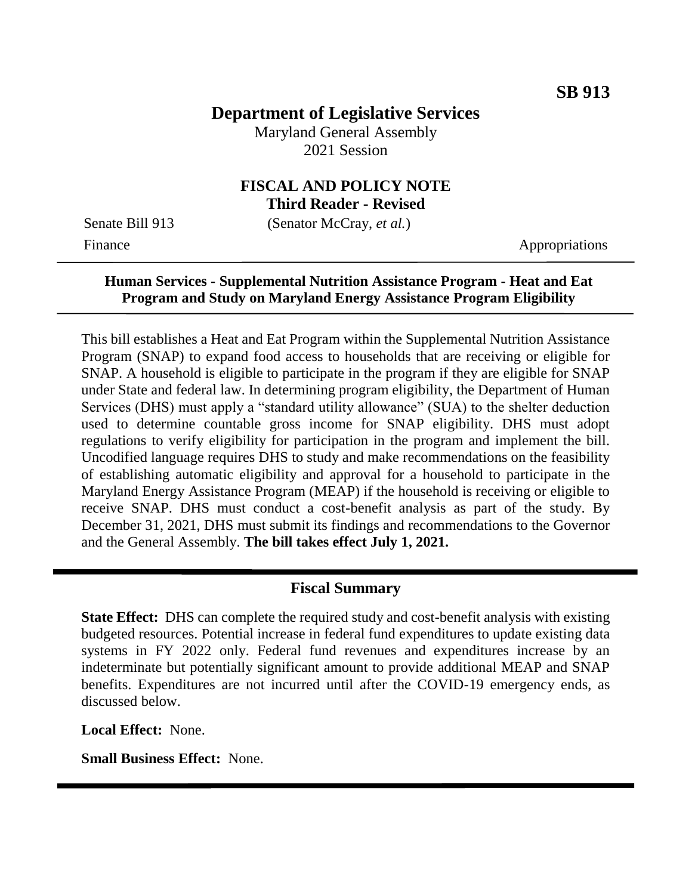SB 913

# Department of Legislative Services

Maryland General Assembly
2021 Session

## FISCAL AND POLICY NOTE
**Third Reader - Revised**

Senate Bill 913 (Senator McCray, *et al.*)

Finance Appropriations

**Human Services - Supplemental Nutrition Assistance Program - Heat and Eat Program and Study on Maryland Energy Assistance Program Eligibility**

This bill establishes a Heat and Eat Program within the Supplemental Nutrition Assistance Program (SNAP) to expand food access to households that are receiving or eligible for SNAP. A household is eligible to participate in the program if they are eligible for SNAP under State and federal law. In determining program eligibility, the Department of Human Services (DHS) must apply a "standard utility allowance" (SUA) to the shelter deduction used to determine countable gross income for SNAP eligibility. DHS must adopt regulations to verify eligibility for participation in the program and implement the bill. Uncodified language requires DHS to study and make recommendations on the feasibility of establishing automatic eligibility and approval for a household to participate in the Maryland Energy Assistance Program (MEAP) if the household is receiving or eligible to receive SNAP. DHS must conduct a cost-benefit analysis as part of the study. By December 31, 2021, DHS must submit its findings and recommendations to the Governor and the General Assembly. **The bill takes effect July 1, 2021.**

## Fiscal Summary

**State Effect:** DHS can complete the required study and cost-benefit analysis with existing budgeted resources. Potential increase in federal fund expenditures to update existing data systems in FY 2022 only. Federal fund revenues and expenditures increase by an indeterminate but potentially significant amount to provide additional MEAP and SNAP benefits. Expenditures are not incurred until after the COVID-19 emergency ends, as discussed below.

**Local Effect:** None.

**Small Business Effect:** None.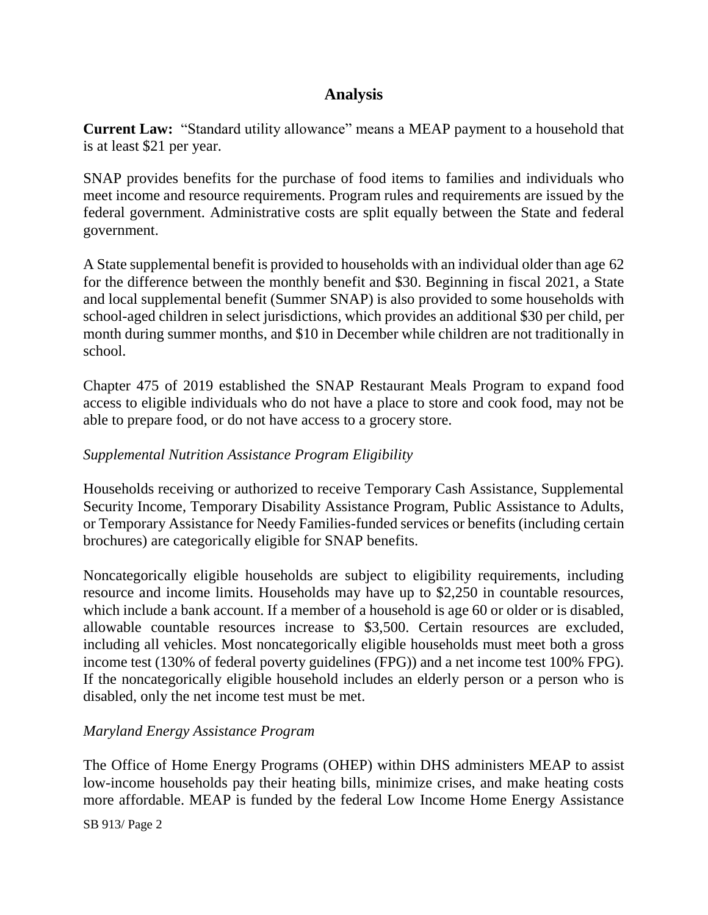## Analysis

**Current Law:** "Standard utility allowance" means a MEAP payment to a household that is at least $21 per year.

SNAP provides benefits for the purchase of food items to families and individuals who meet income and resource requirements. Program rules and requirements are issued by the federal government. Administrative costs are split equally between the State and federal government.

A State supplemental benefit is provided to households with an individual older than age 62 for the difference between the monthly benefit and $30. Beginning in fiscal 2021, a State and local supplemental benefit (Summer SNAP) is also provided to some households with school-aged children in select jurisdictions, which provides an additional $30 per child, per month during summer months, and $10 in December while children are not traditionally in school.

Chapter 475 of 2019 established the SNAP Restaurant Meals Program to expand food access to eligible individuals who do not have a place to store and cook food, may not be able to prepare food, or do not have access to a grocery store.

*Supplemental Nutrition Assistance Program Eligibility*

Households receiving or authorized to receive Temporary Cash Assistance, Supplemental Security Income, Temporary Disability Assistance Program, Public Assistance to Adults, or Temporary Assistance for Needy Families-funded services or benefits (including certain brochures) are categorically eligible for SNAP benefits.

Noncategorically eligible households are subject to eligibility requirements, including resource and income limits. Households may have up to $2,250 in countable resources, which include a bank account. If a member of a household is age 60 or older or is disabled, allowable countable resources increase to $3,500. Certain resources are excluded, including all vehicles. Most noncategorically eligible households must meet both a gross income test (130% of federal poverty guidelines (FPG)) and a net income test 100% FPG). If the noncategorically eligible household includes an elderly person or a person who is disabled, only the net income test must be met.

*Maryland Energy Assistance Program*

The Office of Home Energy Programs (OHEP) within DHS administers MEAP to assist low-income households pay their heating bills, minimize crises, and make heating costs more affordable. MEAP is funded by the federal Low Income Home Energy Assistance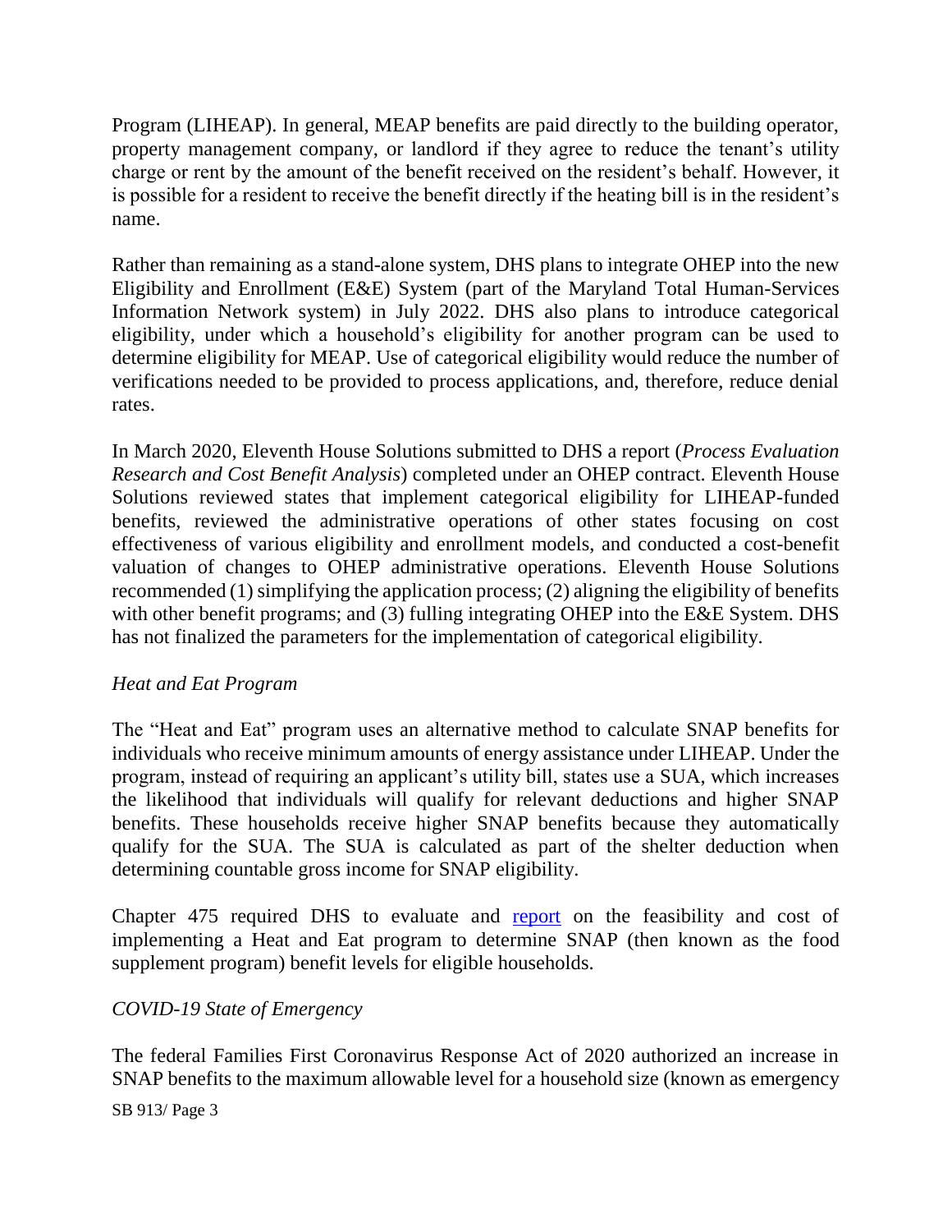Program (LIHEAP). In general, MEAP benefits are paid directly to the building operator, property management company, or landlord if they agree to reduce the tenant's utility charge or rent by the amount of the benefit received on the resident's behalf. However, it is possible for a resident to receive the benefit directly if the heating bill is in the resident's name.

Rather than remaining as a stand-alone system, DHS plans to integrate OHEP into the new Eligibility and Enrollment (E&E) System (part of the Maryland Total Human-Services Information Network system) in July 2022. DHS also plans to introduce categorical eligibility, under which a household's eligibility for another program can be used to determine eligibility for MEAP. Use of categorical eligibility would reduce the number of verifications needed to be provided to process applications, and, therefore, reduce denial rates.

In March 2020, Eleventh House Solutions submitted to DHS a report (*Process Evaluation Research and Cost Benefit Analysis*) completed under an OHEP contract. Eleventh House Solutions reviewed states that implement categorical eligibility for LIHEAP-funded benefits, reviewed the administrative operations of other states focusing on cost effectiveness of various eligibility and enrollment models, and conducted a cost-benefit valuation of changes to OHEP administrative operations. Eleventh House Solutions recommended (1) simplifying the application process; (2) aligning the eligibility of benefits with other benefit programs; and (3) fulling integrating OHEP into the E&E System. DHS has not finalized the parameters for the implementation of categorical eligibility.

*Heat and Eat Program*

The "Heat and Eat" program uses an alternative method to calculate SNAP benefits for individuals who receive minimum amounts of energy assistance under LIHEAP. Under the program, instead of requiring an applicant's utility bill, states use a SUA, which increases the likelihood that individuals will qualify for relevant deductions and higher SNAP benefits. These households receive higher SNAP benefits because they automatically qualify for the SUA. The SUA is calculated as part of the shelter deduction when determining countable gross income for SNAP eligibility.

Chapter 475 required DHS to evaluate and [report](#) on the feasibility and cost of implementing a Heat and Eat program to determine SNAP (then known as the food supplement program) benefit levels for eligible households.

*COVID-19 State of Emergency*

The federal Families First Coronavirus Response Act of 2020 authorized an increase in SNAP benefits to the maximum allowable level for a household size (known as emergency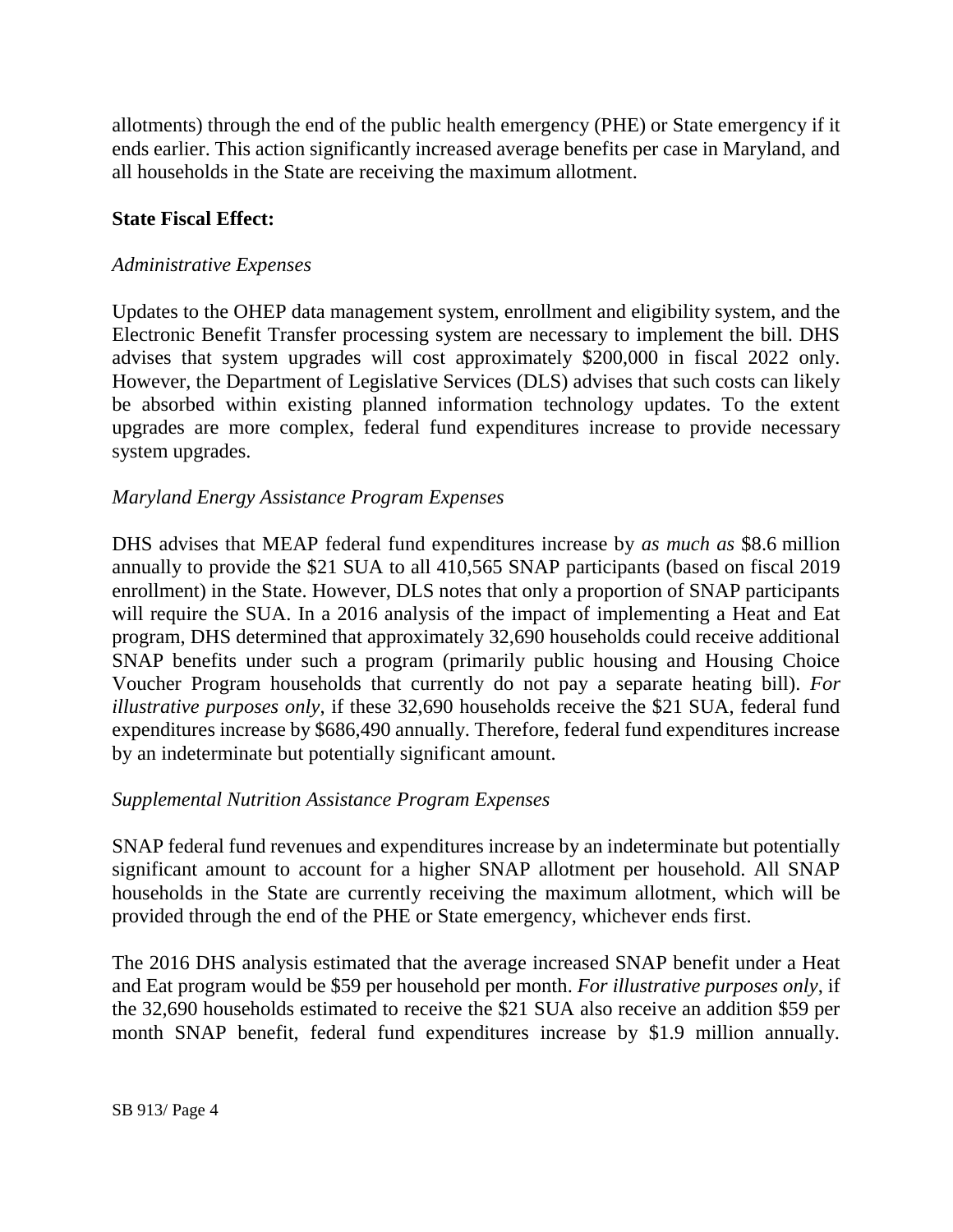allotments) through the end of the public health emergency (PHE) or State emergency if it ends earlier. This action significantly increased average benefits per case in Maryland, and all households in the State are receiving the maximum allotment.

**State Fiscal Effect:**

*Administrative Expenses*

Updates to the OHEP data management system, enrollment and eligibility system, and the Electronic Benefit Transfer processing system are necessary to implement the bill. DHS advises that system upgrades will cost approximately $200,000 in fiscal 2022 only. However, the Department of Legislative Services (DLS) advises that such costs can likely be absorbed within existing planned information technology updates. To the extent upgrades are more complex, federal fund expenditures increase to provide necessary system upgrades.

*Maryland Energy Assistance Program Expenses*

DHS advises that MEAP federal fund expenditures increase by *as much as* $8.6 million annually to provide the $21 SUA to all 410,565 SNAP participants (based on fiscal 2019 enrollment) in the State. However, DLS notes that only a proportion of SNAP participants will require the SUA. In a 2016 analysis of the impact of implementing a Heat and Eat program, DHS determined that approximately 32,690 households could receive additional SNAP benefits under such a program (primarily public housing and Housing Choice Voucher Program households that currently do not pay a separate heating bill). *For illustrative purposes only*, if these 32,690 households receive the $21 SUA, federal fund expenditures increase by $686,490 annually. Therefore, federal fund expenditures increase by an indeterminate but potentially significant amount.

*Supplemental Nutrition Assistance Program Expenses*

SNAP federal fund revenues and expenditures increase by an indeterminate but potentially significant amount to account for a higher SNAP allotment per household. All SNAP households in the State are currently receiving the maximum allotment, which will be provided through the end of the PHE or State emergency, whichever ends first.

The 2016 DHS analysis estimated that the average increased SNAP benefit under a Heat and Eat program would be $59 per household per month. *For illustrative purposes only*, if the 32,690 households estimated to receive the $21 SUA also receive an addition $59 per month SNAP benefit, federal fund expenditures increase by $1.9 million annually.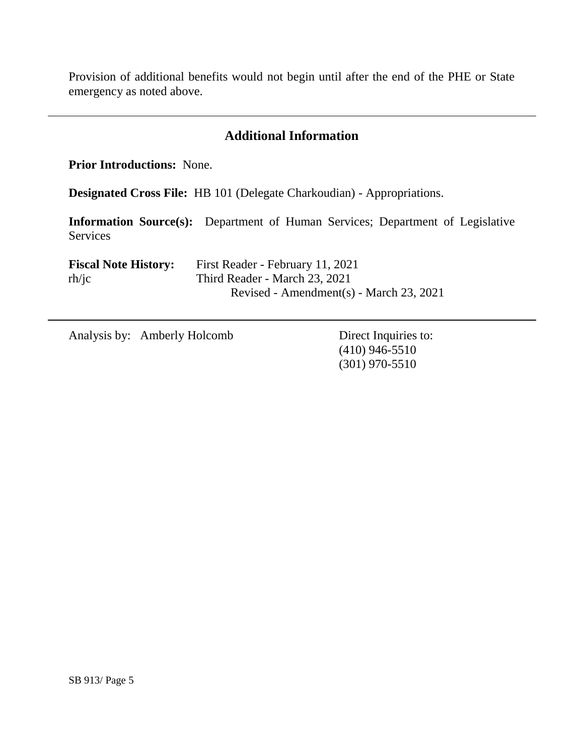Provision of additional benefits would not begin until after the end of the PHE or State emergency as noted above.

---

## Additional Information

**Prior Introductions:** None.

**Designated Cross File:** HB 101 (Delegate Charkoudian) - Appropriations.

**Information Source(s):** Department of Human Services; Department of Legislative Services

**Fiscal Note History:** First Reader - February 11, 2021
rh/jc Third Reader - March 23, 2021
Revised - Amendment(s) - March 23, 2021

---

Analysis by: Amberly Holcomb

Direct Inquiries to:
(410) 946-5510
(301) 970-5510